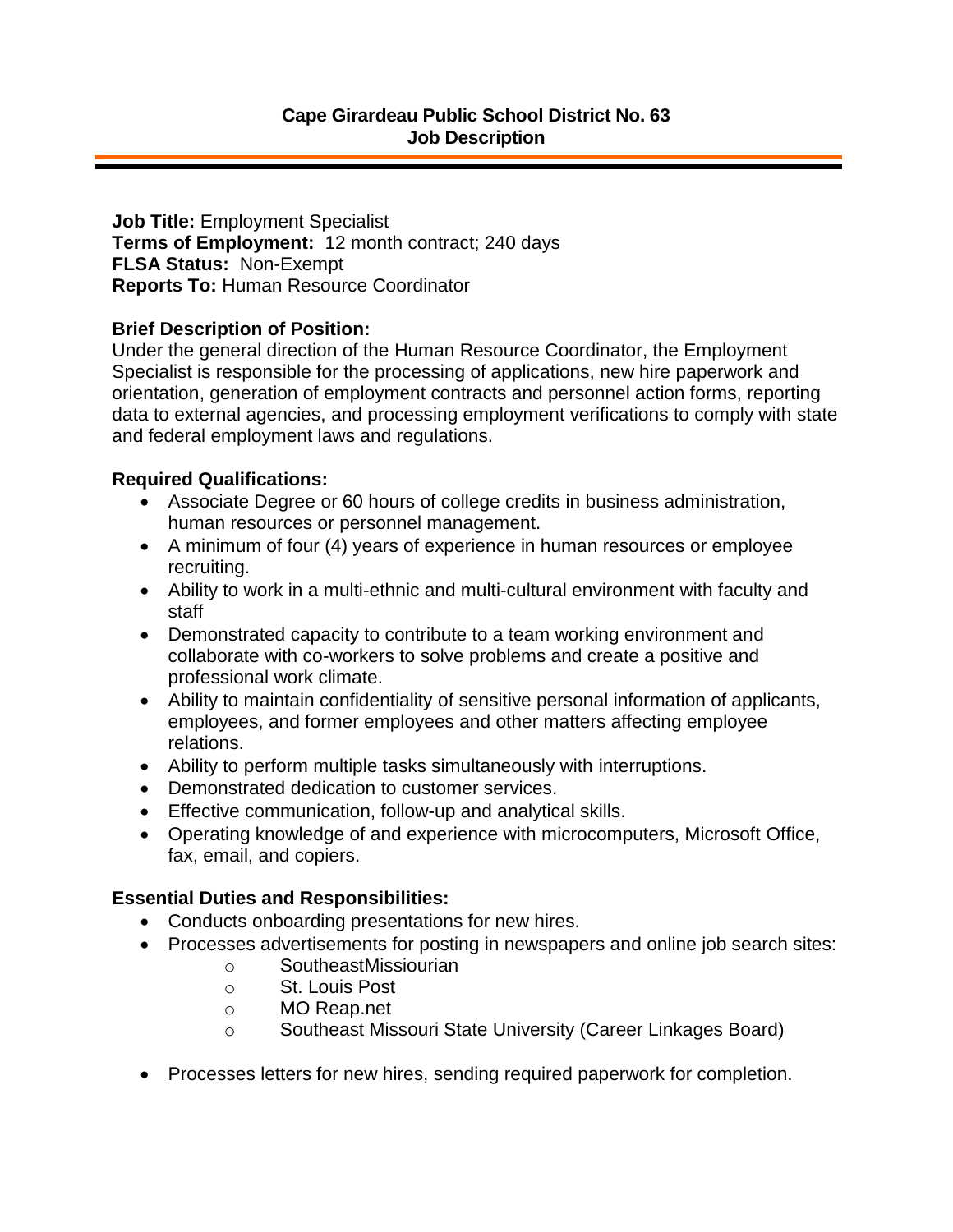# Cape Girardeau Public School District No. 63
## Job Description

**Job Title:** Employment Specialist
**Terms of Employment:** 12 month contract; 240 days
**FLSA Status:** Non-Exempt
**Reports To:** Human Resource Coordinator

**Brief Description of Position:**
Under the general direction of the Human Resource Coordinator, the Employment Specialist is responsible for the processing of applications, new hire paperwork and orientation, generation of employment contracts and personnel action forms, reporting data to external agencies, and processing employment verifications to comply with state and federal employment laws and regulations.

**Required Qualifications:**

- Associate Degree or 60 hours of college credits in business administration, human resources or personnel management.
- A minimum of four (4) years of experience in human resources or employee recruiting.
- Ability to work in a multi-ethnic and multi-cultural environment with faculty and staff
- Demonstrated capacity to contribute to a team working environment and collaborate with co-workers to solve problems and create a positive and professional work climate.
- Ability to maintain confidentiality of sensitive personal information of applicants, employees, and former employees and other matters affecting employee relations.
- Ability to perform multiple tasks simultaneously with interruptions.
- Demonstrated dedication to customer services.
- Effective communication, follow-up and analytical skills.
- Operating knowledge of and experience with microcomputers, Microsoft Office, fax, email, and copiers.

**Essential Duties and Responsibilities:**

- Conducts onboarding presentations for new hires.
- Processes advertisements for posting in newspapers and online job search sites:
  - SoutheastMissiourian
  - St. Louis Post
  - MO Reap.net
  - Southeast Missouri State University (Career Linkages Board)
- Processes letters for new hires, sending required paperwork for completion.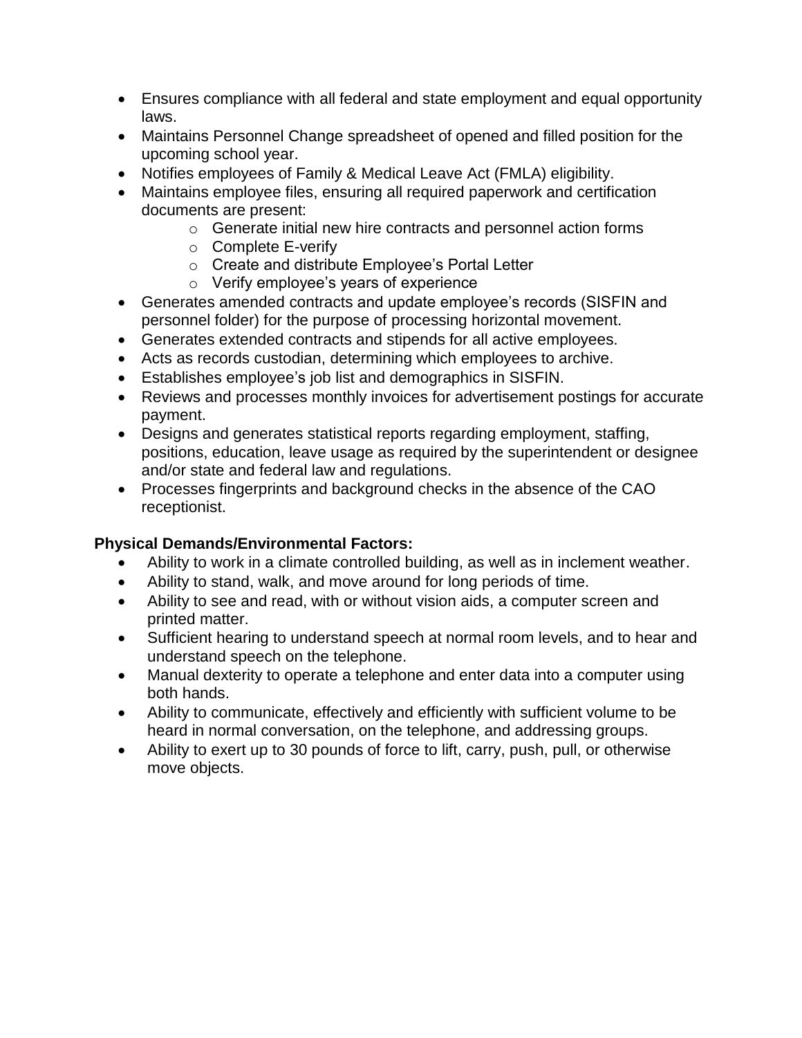- Ensures compliance with all federal and state employment and equal opportunity laws.
- Maintains Personnel Change spreadsheet of opened and filled position for the upcoming school year.
- Notifies employees of Family & Medical Leave Act (FMLA) eligibility.
- Maintains employee files, ensuring all required paperwork and certification documents are present:
  - Generate initial new hire contracts and personnel action forms
  - Complete E-verify
  - Create and distribute Employee's Portal Letter
  - Verify employee's years of experience
- Generates amended contracts and update employee's records (SISFIN and personnel folder) for the purpose of processing horizontal movement.
- Generates extended contracts and stipends for all active employees.
- Acts as records custodian, determining which employees to archive.
- Establishes employee's job list and demographics in SISFIN.
- Reviews and processes monthly invoices for advertisement postings for accurate payment.
- Designs and generates statistical reports regarding employment, staffing, positions, education, leave usage as required by the superintendent or designee and/or state and federal law and regulations.
- Processes fingerprints and background checks in the absence of the CAO receptionist.

**Physical Demands/Environmental Factors:**

- Ability to work in a climate controlled building, as well as in inclement weather.
- Ability to stand, walk, and move around for long periods of time.
- Ability to see and read, with or without vision aids, a computer screen and printed matter.
- Sufficient hearing to understand speech at normal room levels, and to hear and understand speech on the telephone.
- Manual dexterity to operate a telephone and enter data into a computer using both hands.
- Ability to communicate, effectively and efficiently with sufficient volume to be heard in normal conversation, on the telephone, and addressing groups.
- Ability to exert up to 30 pounds of force to lift, carry, push, pull, or otherwise move objects.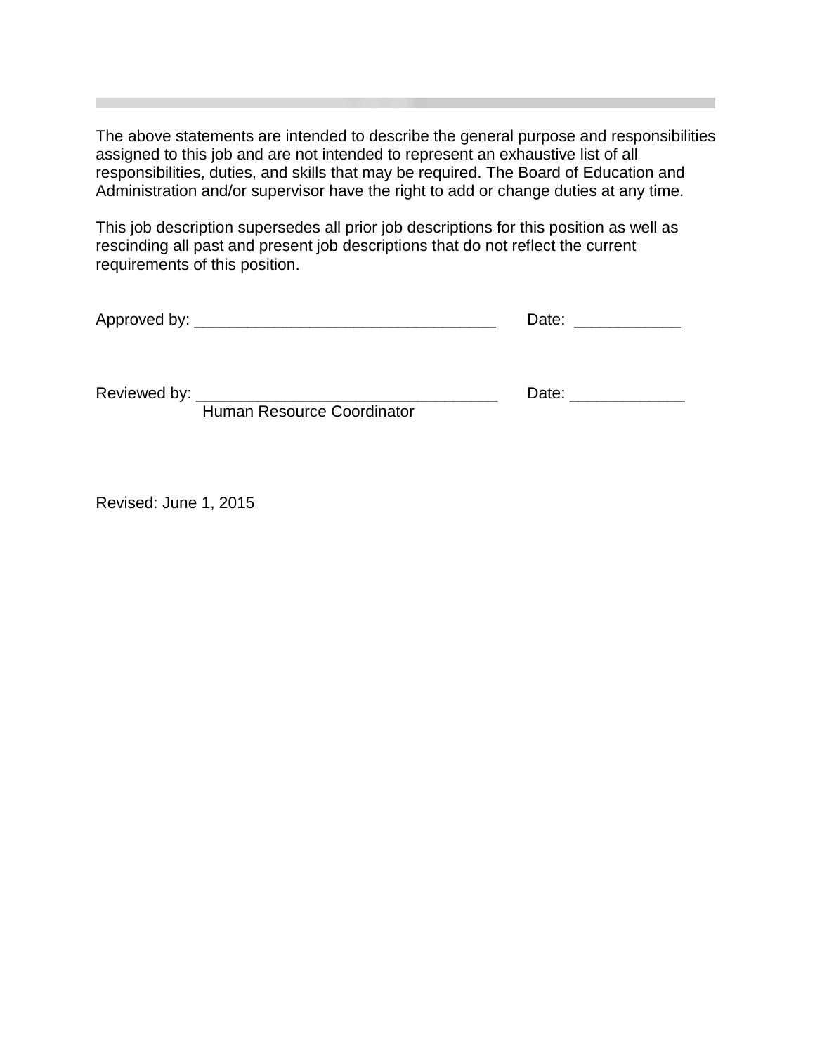---

The above statements are intended to describe the general purpose and responsibilities assigned to this job and are not intended to represent an exhaustive list of all responsibilities, duties, and skills that may be required. The Board of Education and Administration and/or supervisor have the right to add or change duties at any time.

This job description supersedes all prior job descriptions for this position as well as rescinding all past and present job descriptions that do not reflect the current requirements of this position.

Approved by: ___________________________________ Date: ____________

Reviewed by: ___________________________________ Date: _____________
Human Resource Coordinator

Revised: June 1, 2015